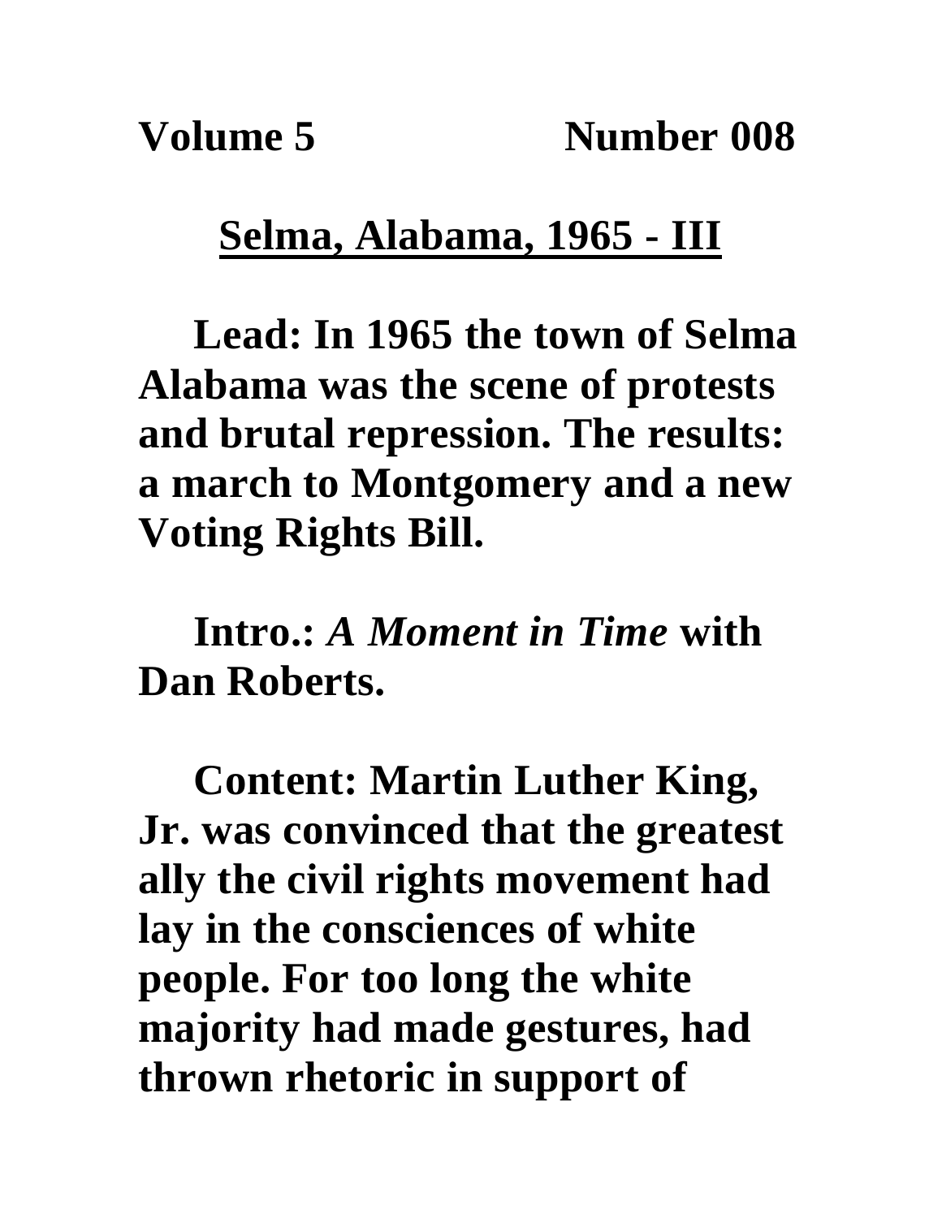**Volume 5 Number 008**

## Selma, Alabama, 1965 - III

**Lead: In 1965 the town of Selma Alabama was the scene of protests and brutal repression. The results: a march to Montgomery and a new Voting Rights Bill.**

**Intro.:** ***A Moment in Time*** **with Dan Roberts.**

**Content: Martin Luther King, Jr. was convinced that the greatest ally the civil rights movement had lay in the consciences of white people. For too long the white majority had made gestures, had thrown rhetoric in support of**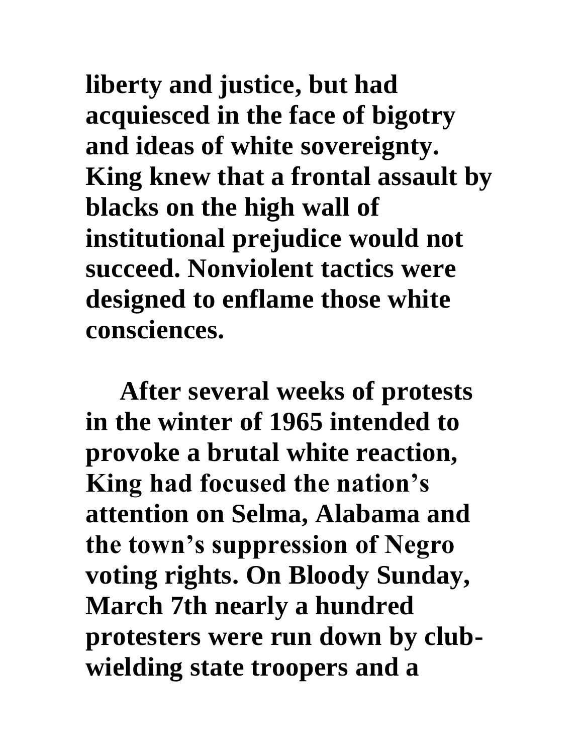**liberty and justice, but had acquiesced in the face of bigotry and ideas of white sovereignty. King knew that a frontal assault by blacks on the high wall of institutional prejudice would not succeed. Nonviolent tactics were designed to enflame those white consciences.**

**After several weeks of protests in the winter of 1965 intended to provoke a brutal white reaction, King had focused the nation's attention on Selma, Alabama and the town's suppression of Negro voting rights. On Bloody Sunday, March 7th nearly a hundred protesters were run down by club-wielding state troopers and a**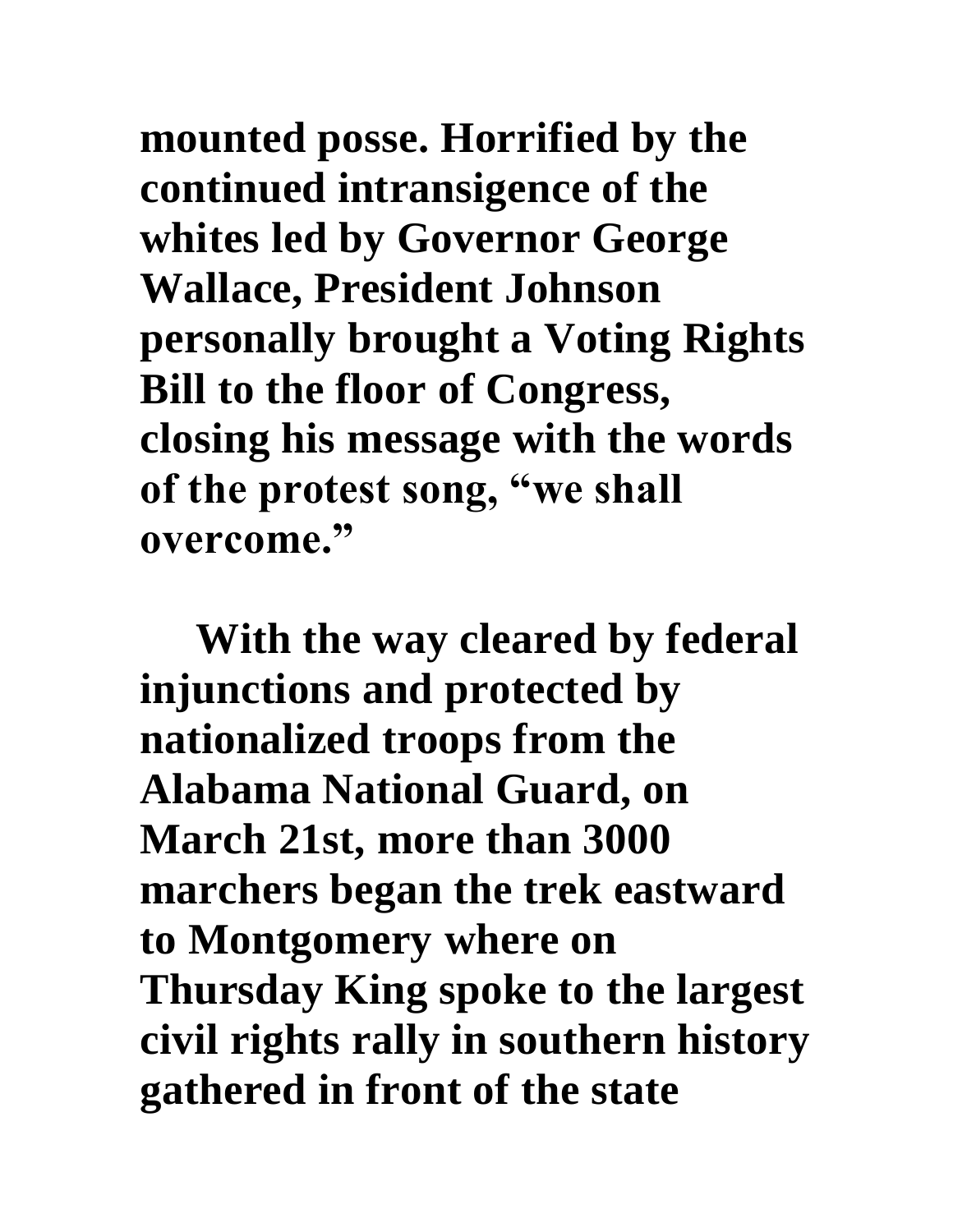mounted posse. Horrified by the continued intransigence of the whites led by Governor George Wallace, President Johnson personally brought a Voting Rights Bill to the floor of Congress, closing his message with the words of the protest song, "we shall overcome."

With the way cleared by federal injunctions and protected by nationalized troops from the Alabama National Guard, on March 21st, more than 3000 marchers began the trek eastward to Montgomery where on Thursday King spoke to the largest civil rights rally in southern history gathered in front of the state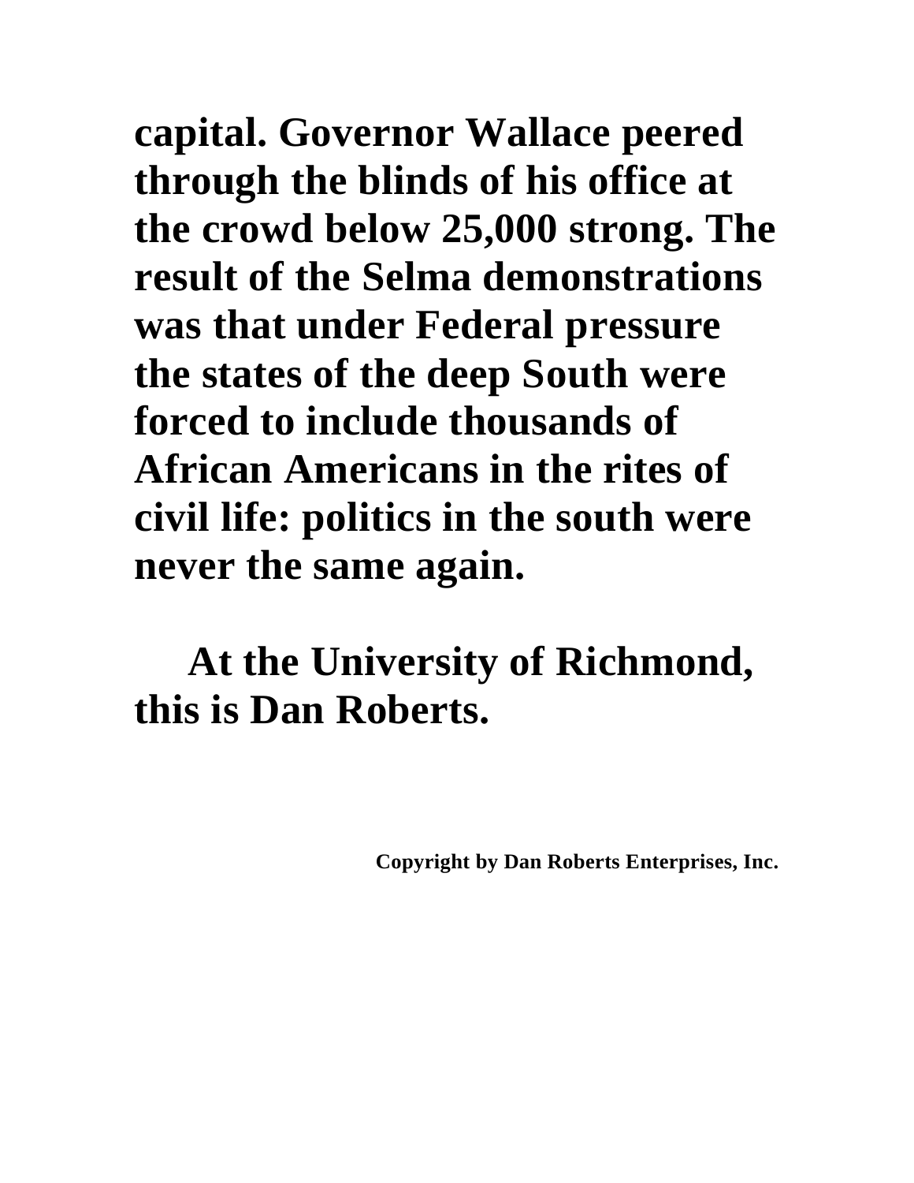**capital. Governor Wallace peered through the blinds of his office at the crowd below 25,000 strong. The result of the Selma demonstrations was that under Federal pressure the states of the deep South were forced to include thousands of African Americans in the rites of civil life: politics in the south were never the same again.**

**At the University of Richmond, this is Dan Roberts.**

**Copyright by Dan Roberts Enterprises, Inc.**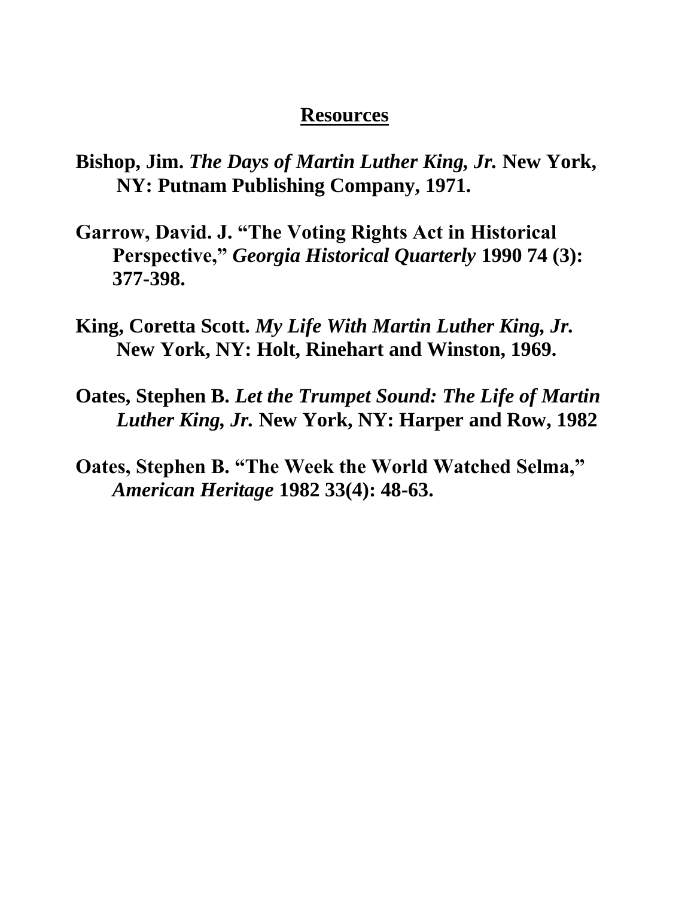## Resources

**Bishop, Jim. *The Days of Martin Luther King, Jr.* New York, NY: Putnam Publishing Company, 1971.**

**Garrow, David. J. "The Voting Rights Act in Historical Perspective," *Georgia Historical Quarterly* 1990 74 (3): 377-398.**

**King, Coretta Scott. *My Life With Martin Luther King, Jr.* New York, NY: Holt, Rinehart and Winston, 1969.**

**Oates, Stephen B. *Let the Trumpet Sound: The Life of Martin Luther King, Jr.* New York, NY: Harper and Row, 1982**

**Oates, Stephen B. "The Week the World Watched Selma," *American Heritage* 1982 33(4): 48-63.**